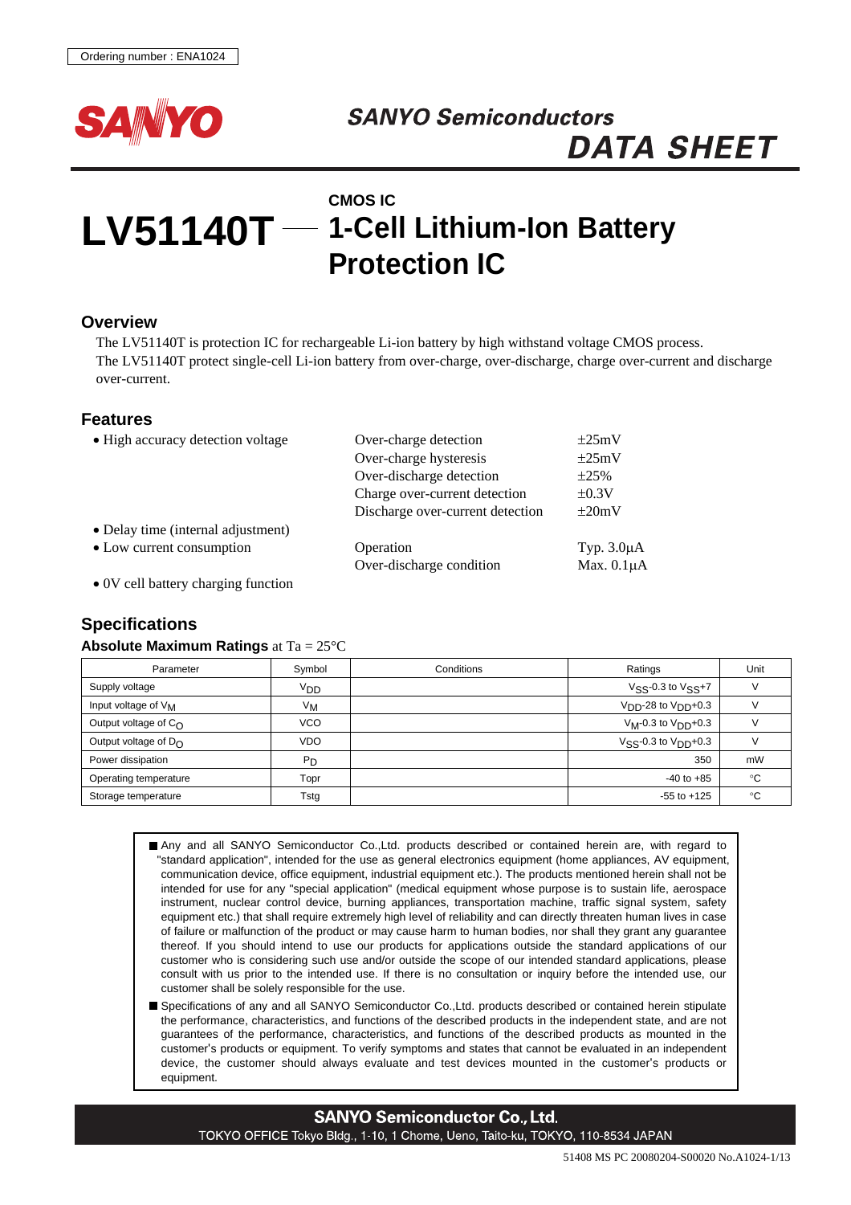Ordering number : ENA1024

SANYO Semiconductors

DATA SHEET

CMOS IC

# LV51140T — 1-Cell Lithium-Ion Battery Protection IC

## Overview

The LV51140T is protection IC for rechargeable Li-ion battery by high withstand voltage CMOS process.
The LV51140T protect single-cell Li-ion battery from over-charge, over-discharge, charge over-current and discharge over-current.

## Features

- High accuracy detection voltage

| | | |
|---|---|---|
| Over-charge detection | ±25mV |
| Over-charge hysteresis | ±25mV |
| Over-discharge detection | ±25% |
| Charge over-current detection | ±0.3V |
| Discharge over-current detection | ±20mV |

- Delay time (internal adjustment)
- Low current consumption

| | |
|---|---|
| Operation | Typ. 3.0μA |
| Over-discharge condition | Max. 0.1μA |

- 0V cell battery charging function

## Specifications

**Absolute Maximum Ratings** at Ta = 25°C

| Parameter | Symbol | Conditions | Ratings | Unit |
|---|---|---|---|---|
| Supply voltage | $V_{DD}$ | | $V_{SS}$-0.3 to $V_{SS}$+7 | V |
| Input voltage of $V_M$ | $V_M$ | | $V_{DD}$-28 to $V_{DD}$+0.3 | V |
| Output voltage of $C_O$ | VCO | | $V_M$-0.3 to $V_{DD}$+0.3 | V |
| Output voltage of $D_O$ | VDO | | $V_{SS}$-0.3 to $V_{DD}$+0.3 | V |
| Power dissipation | $P_D$ | | 350 | mW |
| Operating temperature | Topr | | -40 to +85 | °C |
| Storage temperature | Tstg | | -55 to +125 | °C |

- Any and all SANYO Semiconductor Co.,Ltd. products described or contained herein are, with regard to "standard application", intended for the use as general electronics equipment (home appliances, AV equipment, communication device, office equipment, industrial equipment etc.). The products mentioned herein shall not be intended for use for any "special application" (medical equipment whose purpose is to sustain life, aerospace instrument, nuclear control device, burning appliances, transportation machine, traffic signal system, safety equipment etc.) that shall require extremely high level of reliability and can directly threaten human lives in case of failure or malfunction of the product or may cause harm to human bodies, nor shall they grant any guarantee thereof. If you should intend to use our products for applications outside the standard applications of our customer who is considering such use and/or outside the scope of our intended standard applications, please consult with us prior to the intended use. If there is no consultation or inquiry before the intended use, our customer shall be solely responsible for the use.
- Specifications of any and all SANYO Semiconductor Co.,Ltd. products described or contained herein stipulate the performance, characteristics, and functions of the described products in the independent state, and are not guarantees of the performance, characteristics, and functions of the described products as mounted in the customer's products or equipment. To verify symptoms and states that cannot be evaluated in an independent device, the customer should always evaluate and test devices mounted in the customer's products or equipment.

**SANYO Semiconductor Co., Ltd.**
TOKYO OFFICE Tokyo Bldg., 1-10, 1 Chome, Ueno, Taito-ku, TOKYO, 110-8534 JAPAN

51408 MS PC 20080204-S00020 No.A1024-1/13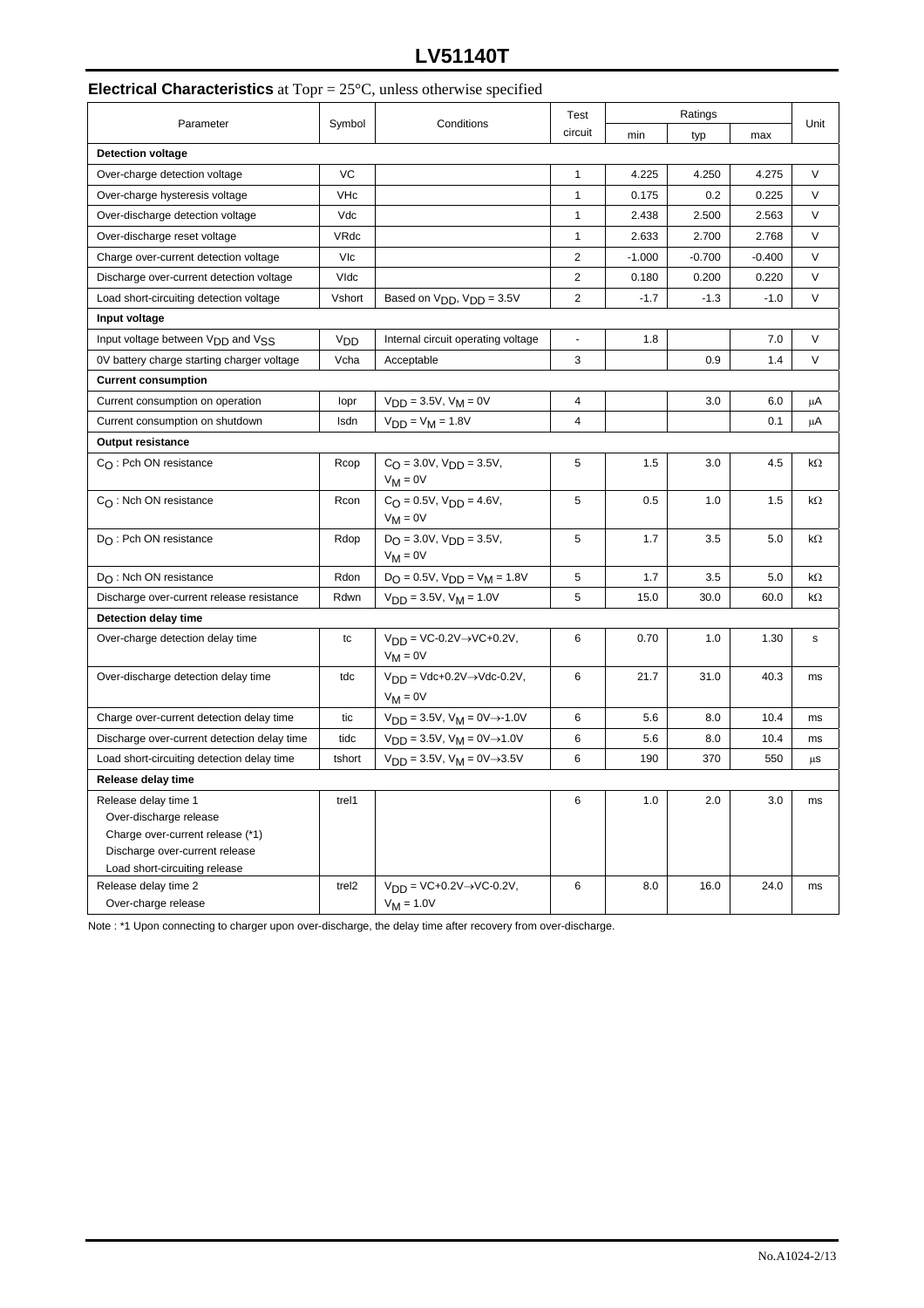## Electrical Characteristics at Topr = 25°C, unless otherwise specified

| Parameter | Symbol | Conditions | Test circuit | Ratings | | | Unit |
|---|---|---|---|---|---|---|---|
| | | | | min | typ | max | |
| **Detection voltage** | | | | | | | |
| Over-charge detection voltage | VC | | 1 | 4.225 | 4.250 | 4.275 | V |
| Over-charge hysteresis voltage | VHc | | 1 | 0.175 | 0.2 | 0.225 | V |
| Over-discharge detection voltage | Vdc | | 1 | 2.438 | 2.500 | 2.563 | V |
| Over-discharge reset voltage | VRdc | | 1 | 2.633 | 2.700 | 2.768 | V |
| Charge over-current detection voltage | VIc | | 2 | -1.000 | -0.700 | -0.400 | V |
| Discharge over-current detection voltage | VIdc | | 2 | 0.180 | 0.200 | 0.220 | V |
| Load short-circuiting detection voltage | Vshort | Based on $V_{DD}$, $V_{DD}$ = 3.5V | 2 | -1.7 | -1.3 | -1.0 | V |
| **Input voltage** | | | | | | | |
| Input voltage between $V_{DD}$ and $V_{SS}$ | $V_{DD}$ | Internal circuit operating voltage | - | 1.8 | | 7.0 | V |
| 0V battery charge starting charger voltage | Vcha | Acceptable | 3 | | 0.9 | 1.4 | V |
| **Current consumption** | | | | | | | |
| Current consumption on operation | Iopr | $V_{DD}$ = 3.5V, $V_M$ = 0V | 4 | | 3.0 | 6.0 | μA |
| Current consumption on shutdown | Isdn | $V_{DD}$ = $V_M$ = 1.8V | 4 | | | 0.1 | μA |
| **Output resistance** | | | | | | | |
| $C_O$ : Pch ON resistance | Rcop | $C_O$ = 3.0V, $V_{DD}$ = 3.5V, $V_M$ = 0V | 5 | 1.5 | 3.0 | 4.5 | kΩ |
| $C_O$ : Nch ON resistance | Rcon | $C_O$ = 0.5V, $V_{DD}$ = 4.6V, $V_M$ = 0V | 5 | 0.5 | 1.0 | 1.5 | kΩ |
| $D_O$ : Pch ON resistance | Rdop | $D_O$ = 3.0V, $V_{DD}$ = 3.5V, $V_M$ = 0V | 5 | 1.7 | 3.5 | 5.0 | kΩ |
| $D_O$ : Nch ON resistance | Rdon | $D_O$ = 0.5V, $V_{DD}$ = $V_M$ = 1.8V | 5 | 1.7 | 3.5 | 5.0 | kΩ |
| Discharge over-current release resistance | Rdwn | $V_{DD}$ = 3.5V, $V_M$ = 1.0V | 5 | 15.0 | 30.0 | 60.0 | kΩ |
| **Detection delay time** | | | | | | | |
| Over-charge detection delay time | tc | $V_{DD}$ = VC-0.2V→VC+0.2V, $V_M$ = 0V | 6 | 0.70 | 1.0 | 1.30 | s |
| Over-discharge detection delay time | tdc | $V_{DD}$ = Vdc+0.2V→Vdc-0.2V, $V_M$ = 0V | 6 | 21.7 | 31.0 | 40.3 | ms |
| Charge over-current detection delay time | tic | $V_{DD}$ = 3.5V, $V_M$ = 0V→-1.0V | 6 | 5.6 | 8.0 | 10.4 | ms |
| Discharge over-current detection delay time | tidc | $V_{DD}$ = 3.5V, $V_M$ = 0V→1.0V | 6 | 5.6 | 8.0 | 10.4 | ms |
| Load short-circuiting detection delay time | tshort | $V_{DD}$ = 3.5V, $V_M$ = 0V→3.5V | 6 | 190 | 370 | 550 | μs |
| **Release delay time** | | | | | | | |
| Release delay time 1<br>Over-discharge release<br>Charge over-current release (*1)<br>Discharge over-current release<br>Load short-circuiting release | trel1 | | 6 | 1.0 | 2.0 | 3.0 | ms |
| Release delay time 2<br>Over-charge release | trel2 | $V_{DD}$ = VC+0.2V→VC-0.2V, $V_M$ = 1.0V | 6 | 8.0 | 16.0 | 24.0 | ms |

Note : *1 Upon connecting to charger upon over-discharge, the delay time after recovery from over-discharge.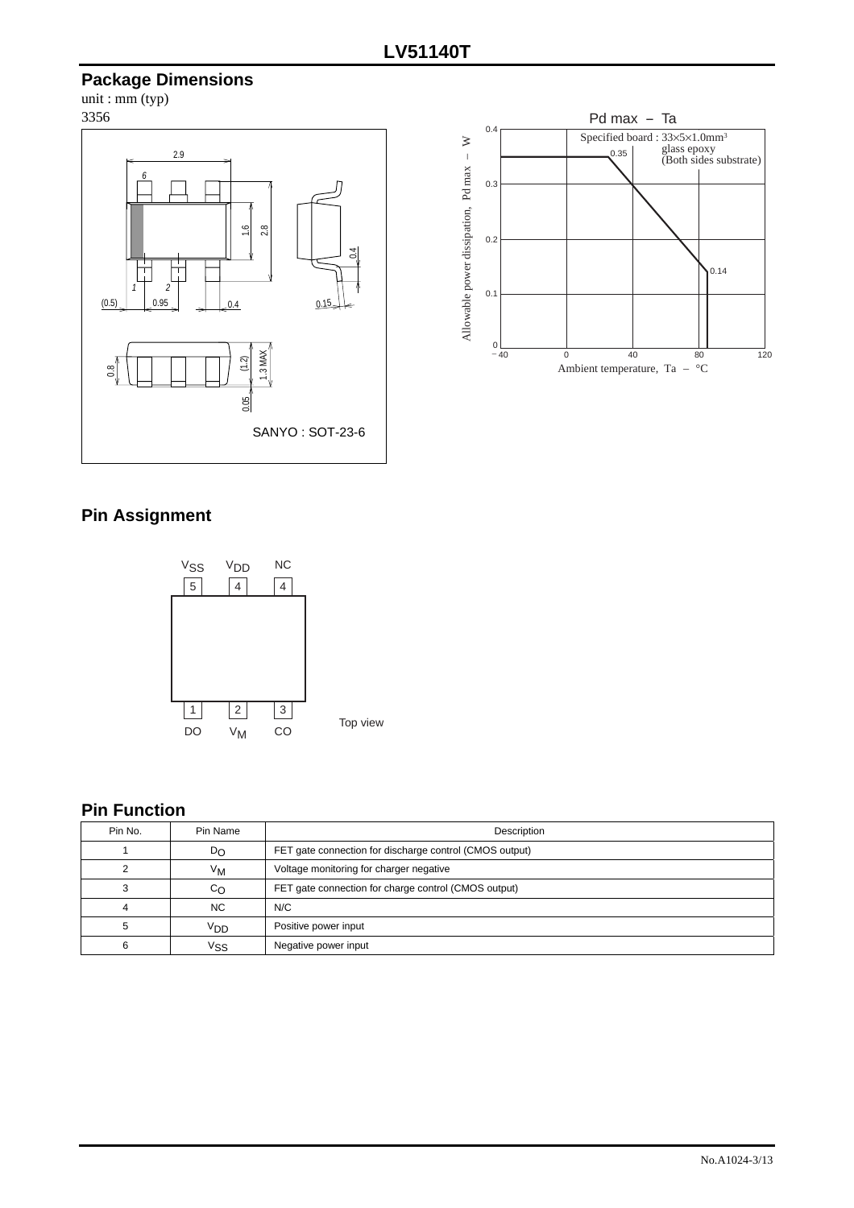## Package Dimensions

unit : mm (typ)
3356

SANYO : SOT-23-6

## Pin Assignment

Top view

## Pin Function

| Pin No. | Pin Name | Description |
|---|---|---|
| 1 | $D_O$ | FET gate connection for discharge control (CMOS output) |
| 2 | $V_M$ | Voltage monitoring for charger negative |
| 3 | $C_O$ | FET gate connection for charge control (CMOS output) |
| 4 | NC | N/C |
| 5 | $V_{DD}$ | Positive power input |
| 6 | $V_{SS}$ | Negative power input |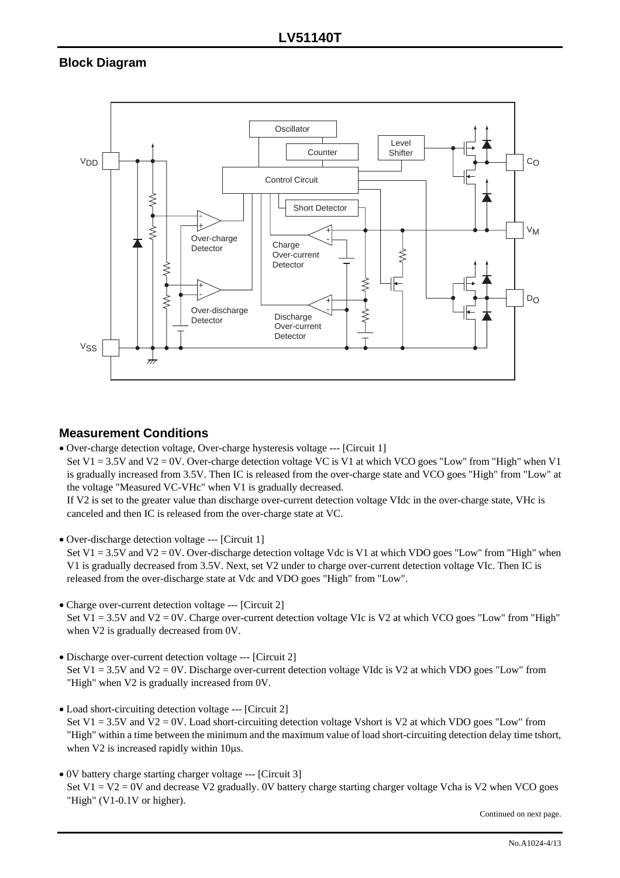## Block Diagram

## Measurement Conditions

- Over-charge detection voltage, Over-charge hysteresis voltage --- [Circuit 1]
  Set V1 = 3.5V and V2 = 0V. Over-charge detection voltage VC is V1 at which VCO goes "Low" from "High" when V1 is gradually increased from 3.5V. Then IC is released from the over-charge state and VCO goes "High" from "Low" at the voltage "Measured VC-VHc" when V1 is gradually decreased.
  If V2 is set to the greater value than discharge over-current detection voltage VIdc in the over-charge state, VHc is canceled and then IC is released from the over-charge state at VC.

- Over-discharge detection voltage --- [Circuit 1]
  Set V1 = 3.5V and V2 = 0V. Over-discharge detection voltage Vdc is V1 at which VDO goes "Low" from "High" when V1 is gradually decreased from 3.5V. Next, set V2 under to charge over-current detection voltage VIc. Then IC is released from the over-discharge state at Vdc and VDO goes "High" from "Low".

- Charge over-current detection voltage --- [Circuit 2]
  Set V1 = 3.5V and V2 = 0V. Charge over-current detection voltage VIc is V2 at which VCO goes "Low" from "High" when V2 is gradually decreased from 0V.

- Discharge over-current detection voltage --- [Circuit 2]
  Set V1 = 3.5V and V2 = 0V. Discharge over-current detection voltage VIdc is V2 at which VDO goes "Low" from "High" when V2 is gradually increased from 0V.

- Load short-circuiting detection voltage --- [Circuit 2]
  Set V1 = 3.5V and V2 = 0V. Load short-circuiting detection voltage Vshort is V2 at which VDO goes "Low" from "High" within a time between the minimum and the maximum value of load short-circuiting detection delay time tshort, when V2 is increased rapidly within 10μs.

- 0V battery charge starting charger voltage --- [Circuit 3]
  Set V1 = V2 = 0V and decrease V2 gradually. 0V battery charge starting charger voltage Vcha is V2 when VCO goes "High" (V1-0.1V or higher).

Continued on next page.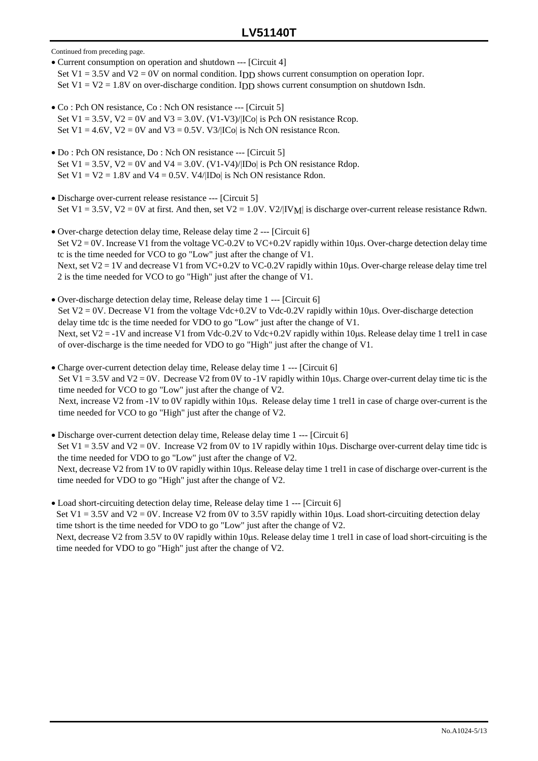Continued from preceding page.

- Current consumption on operation and shutdown --- [Circuit 4]
  Set V1 = 3.5V and V2 = 0V on normal condition. $I_{DD}$ shows current consumption on operation Iopr.
  Set V1 = V2 = 1.8V on over-discharge condition. $I_{DD}$ shows current consumption on shutdown Isdn.

- Co : Pch ON resistance, Co : Nch ON resistance --- [Circuit 5]
  Set V1 = 3.5V, V2 = 0V and V3 = 3.0V. (V1-V3)/|ICo| is Pch ON resistance Rcop.
  Set V1 = 4.6V, V2 = 0V and V3 = 0.5V. V3/|ICo| is Nch ON resistance Rcon.

- Do : Pch ON resistance, Do : Nch ON resistance --- [Circuit 5]
  Set V1 = 3.5V, V2 = 0V and V4 = 3.0V. (V1-V4)/|IDo| is Pch ON resistance Rdop.
  Set V1 = V2 = 1.8V and V4 = 0.5V. V4/|IDo| is Nch ON resistance Rdon.

- Discharge over-current release resistance --- [Circuit 5]
  Set V1 = 3.5V, V2 = 0V at first. And then, set V2 = 1.0V. V2/|$IV_M$| is discharge over-current release resistance Rdwn.

- Over-charge detection delay time, Release delay time 2 --- [Circuit 6]
  Set V2 = 0V. Increase V1 from the voltage VC-0.2V to VC+0.2V rapidly within 10μs. Over-charge detection delay time tc is the time needed for VCO to go "Low" just after the change of V1.
  Next, set V2 = 1V and decrease V1 from VC+0.2V to VC-0.2V rapidly within 10μs. Over-charge release delay time trel 2 is the time needed for VCO to go "High" just after the change of V1.

- Over-discharge detection delay time, Release delay time 1 --- [Circuit 6]
  Set V2 = 0V. Decrease V1 from the voltage Vdc+0.2V to Vdc-0.2V rapidly within 10μs. Over-discharge detection delay time tdc is the time needed for VDO to go "Low" just after the change of V1.
  Next, set V2 = -1V and increase V1 from Vdc-0.2V to Vdc+0.2V rapidly within 10μs. Release delay time 1 trel1 in case of over-discharge is the time needed for VDO to go "High" just after the change of V1.

- Charge over-current detection delay time, Release delay time 1 --- [Circuit 6]
  Set V1 = 3.5V and V2 = 0V. Decrease V2 from 0V to -1V rapidly within 10μs. Charge over-current delay time tic is the time needed for VCO to go "Low" just after the change of V2.
  Next, increase V2 from -1V to 0V rapidly within 10μs. Release delay time 1 trel1 in case of charge over-current is the time needed for VCO to go "High" just after the change of V2.

- Discharge over-current detection delay time, Release delay time 1 --- [Circuit 6]
  Set V1 = 3.5V and V2 = 0V. Increase V2 from 0V to 1V rapidly within 10μs. Discharge over-current delay time tidc is the time needed for VDO to go "Low" just after the change of V2.
  Next, decrease V2 from 1V to 0V rapidly within 10μs. Release delay time 1 trel1 in case of discharge over-current is the time needed for VDO to go "High" just after the change of V2.

- Load short-circuiting detection delay time, Release delay time 1 --- [Circuit 6]
  Set V1 = 3.5V and V2 = 0V. Increase V2 from 0V to 3.5V rapidly within 10μs. Load short-circuiting detection delay time tshort is the time needed for VDO to go "Low" just after the change of V2.
  Next, decrease V2 from 3.5V to 0V rapidly within 10μs. Release delay time 1 trel1 in case of load short-circuiting is the time needed for VDO to go "High" just after the change of V2.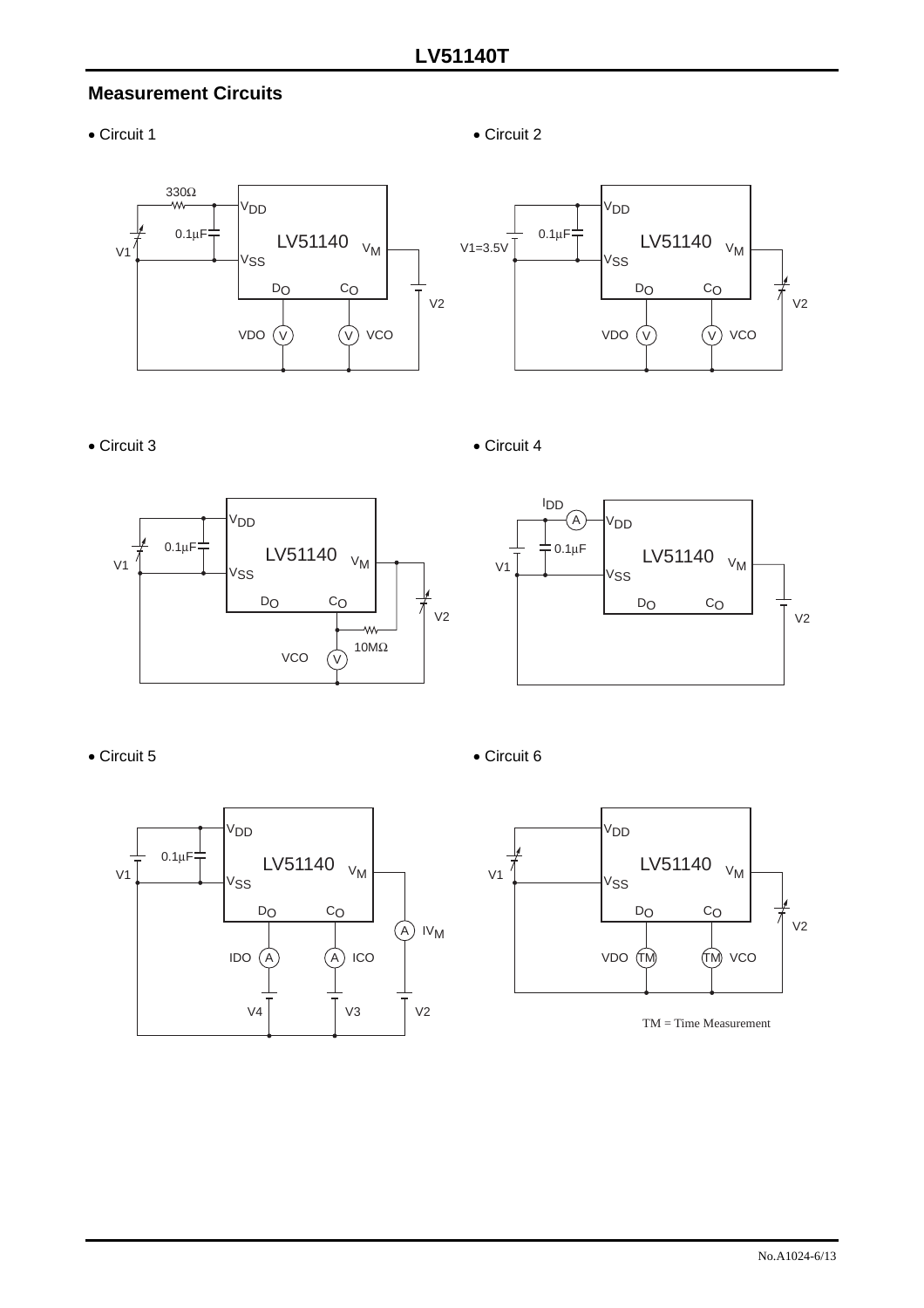## Measurement Circuits

- Circuit 1

- Circuit 2

- Circuit 3

- Circuit 4

- Circuit 5

- Circuit 6

TM = Time Measurement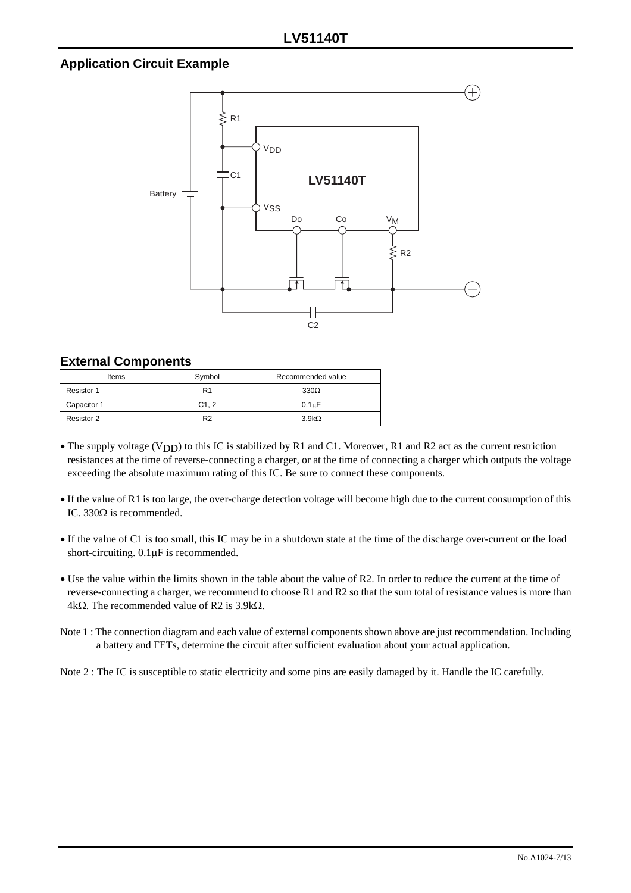## Application Circuit Example

## External Components

| Items | Symbol | Recommended value |
|---|---|---|
| Resistor 1 | R1 | 330Ω |
| Capacitor 1 | C1, 2 | 0.1μF |
| Resistor 2 | R2 | 3.9kΩ |

- The supply voltage ($V_{DD}$) to this IC is stabilized by R1 and C1. Moreover, R1 and R2 act as the current restriction resistances at the time of reverse-connecting a charger, or at the time of connecting a charger which outputs the voltage exceeding the absolute maximum rating of this IC. Be sure to connect these components.

- If the value of R1 is too large, the over-charge detection voltage will become high due to the current consumption of this IC. 330Ω is recommended.

- If the value of C1 is too small, this IC may be in a shutdown state at the time of the discharge over-current or the load short-circuiting. 0.1μF is recommended.

- Use the value within the limits shown in the table about the value of R2. In order to reduce the current at the time of reverse-connecting a charger, we recommend to choose R1 and R2 so that the sum total of resistance values is more than 4kΩ. The recommended value of R2 is 3.9kΩ.

Note 1 : The connection diagram and each value of external components shown above are just recommendation. Including a battery and FETs, determine the circuit after sufficient evaluation about your actual application.

Note 2 : The IC is susceptible to static electricity and some pins are easily damaged by it. Handle the IC carefully.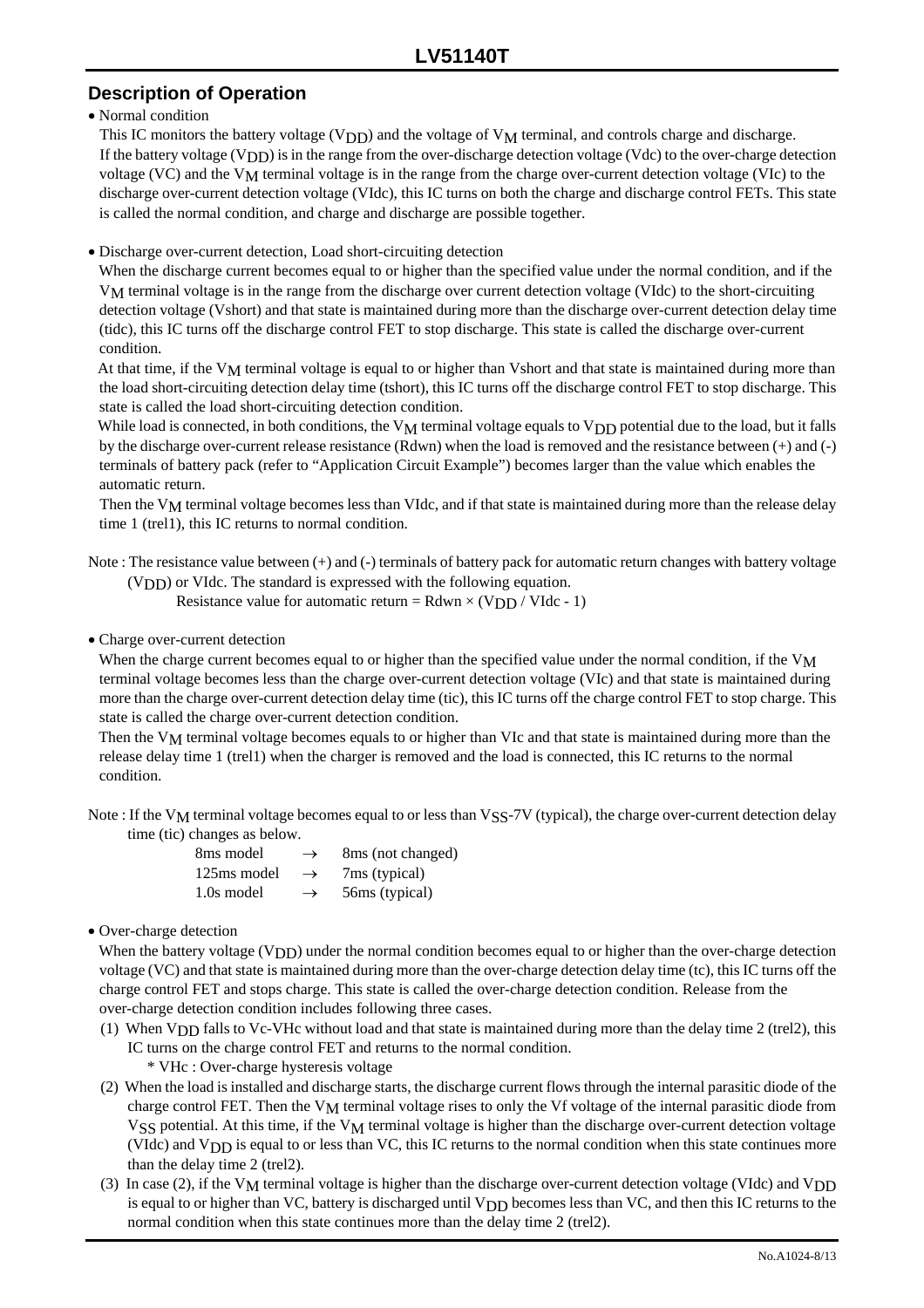## Description of Operation

- Normal condition

  This IC monitors the battery voltage ($V_{DD}$) and the voltage of $V_M$ terminal, and controls charge and discharge. If the battery voltage ($V_{DD}$) is in the range from the over-discharge detection voltage (Vdc) to the over-charge detection voltage (VC) and the $V_M$ terminal voltage is in the range from the charge over-current detection voltage (VIc) to the discharge over-current detection voltage (VIdc), this IC turns on both the charge and discharge control FETs. This state is called the normal condition, and charge and discharge are possible together.

- Discharge over-current detection, Load short-circuiting detection

  When the discharge current becomes equal to or higher than the specified value under the normal condition, and if the $V_M$ terminal voltage is in the range from the discharge over current detection voltage (VIdc) to the short-circuiting detection voltage (Vshort) and that state is maintained during more than the discharge over-current detection delay time (tidc), this IC turns off the discharge control FET to stop discharge. This state is called the discharge over-current condition.

  At that time, if the $V_M$ terminal voltage is equal to or higher than Vshort and that state is maintained during more than the load short-circuiting detection delay time (tshort), this IC turns off the discharge control FET to stop discharge. This state is called the load short-circuiting detection condition.

  While load is connected, in both conditions, the $V_M$ terminal voltage equals to $V_{DD}$ potential due to the load, but it falls by the discharge over-current release resistance (Rdwn) when the load is removed and the resistance between (+) and (-) terminals of battery pack (refer to "Application Circuit Example") becomes larger than the value which enables the automatic return.

  Then the $V_M$ terminal voltage becomes less than VIdc, and if that state is maintained during more than the release delay time 1 (trel1), this IC returns to normal condition.

Note : The resistance value between (+) and (-) terminals of battery pack for automatic return changes with battery voltage ($V_{DD}$) or VIdc. The standard is expressed with the following equation.

  Resistance value for automatic return = Rdwn × ($V_{DD}$ / VIdc - 1)

- Charge over-current detection

  When the charge current becomes equal to or higher than the specified value under the normal condition, if the $V_M$ terminal voltage becomes less than the charge over-current detection voltage (VIc) and that state is maintained during more than the charge over-current detection delay time (tic), this IC turns off the charge control FET to stop charge. This state is called the charge over-current detection condition.

  Then the $V_M$ terminal voltage becomes equals to or higher than VIc and that state is maintained during more than the release delay time 1 (trel1) when the charger is removed and the load is connected, this IC returns to the normal condition.

Note : If the $V_M$ terminal voltage becomes equal to or less than $V_{SS}$-7V (typical), the charge over-current detection delay time (tic) changes as below.

| | | |
|---|---|---|
| 8ms model | → | 8ms (not changed) |
| 125ms model | → | 7ms (typical) |
| 1.0s model | → | 56ms (typical) |

- Over-charge detection

  When the battery voltage ($V_{DD}$) under the normal condition becomes equal to or higher than the over-charge detection voltage (VC) and that state is maintained during more than the over-charge detection delay time (tc), this IC turns off the charge control FET and stops charge. This state is called the over-charge detection condition. Release from the over-charge detection condition includes following three cases.

  (1) When $V_{DD}$ falls to Vc-VHc without load and that state is maintained during more than the delay time 2 (trel2), this IC turns on the charge control FET and returns to the normal condition.

  \* VHc : Over-charge hysteresis voltage

  (2) When the load is installed and discharge starts, the discharge current flows through the internal parasitic diode of the charge control FET. Then the $V_M$ terminal voltage rises to only the Vf voltage of the internal parasitic diode from $V_{SS}$ potential. At this time, if the $V_M$ terminal voltage is higher than the discharge over-current detection voltage (VIdc) and $V_{DD}$ is equal to or less than VC, this IC returns to the normal condition when this state continues more than the delay time 2 (trel2).

  (3) In case (2), if the $V_M$ terminal voltage is higher than the discharge over-current detection voltage (VIdc) and $V_{DD}$ is equal to or higher than VC, battery is discharged until $V_{DD}$ becomes less than VC, and then this IC returns to the normal condition when this state continues more than the delay time 2 (trel2).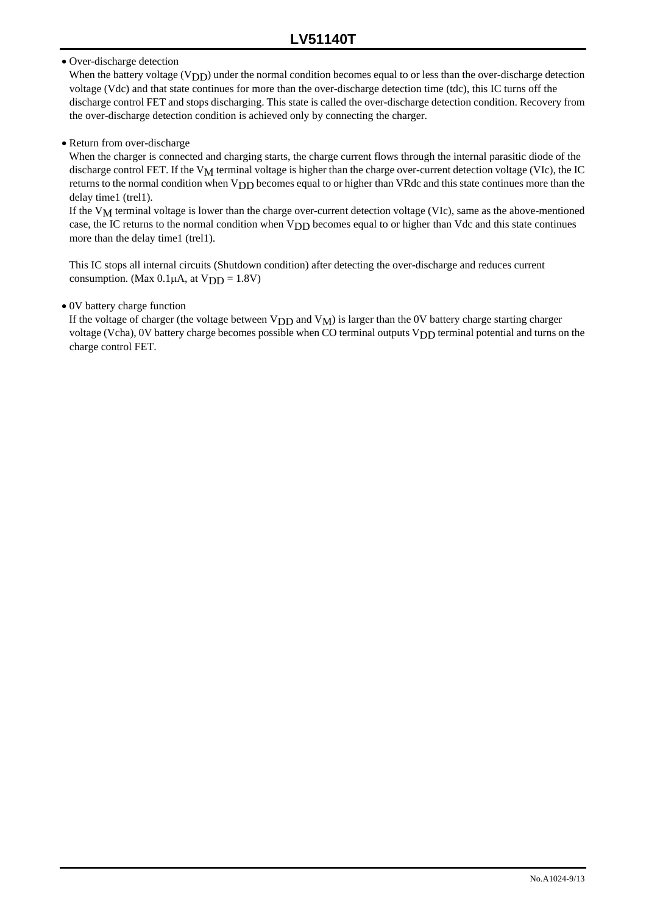- Over-discharge detection

  When the battery voltage ($V_{DD}$) under the normal condition becomes equal to or less than the over-discharge detection voltage (Vdc) and that state continues for more than the over-discharge detection time (tdc), this IC turns off the discharge control FET and stops discharging. This state is called the over-discharge detection condition. Recovery from the over-discharge detection condition is achieved only by connecting the charger.

- Return from over-discharge

  When the charger is connected and charging starts, the charge current flows through the internal parasitic diode of the discharge control FET. If the $V_M$ terminal voltage is higher than the charge over-current detection voltage (VIc), the IC returns to the normal condition when $V_{DD}$ becomes equal to or higher than VRdc and this state continues more than the delay time1 (trel1).

  If the $V_M$ terminal voltage is lower than the charge over-current detection voltage (VIc), same as the above-mentioned case, the IC returns to the normal condition when $V_{DD}$ becomes equal to or higher than Vdc and this state continues more than the delay time1 (trel1).

  This IC stops all internal circuits (Shutdown condition) after detecting the over-discharge and reduces current consumption. (Max 0.1μA, at $V_{DD}$ = 1.8V)

- 0V battery charge function

  If the voltage of charger (the voltage between $V_{DD}$ and $V_M$) is larger than the 0V battery charge starting charger voltage (Vcha), 0V battery charge becomes possible when CO terminal outputs $V_{DD}$ terminal potential and turns on the charge control FET.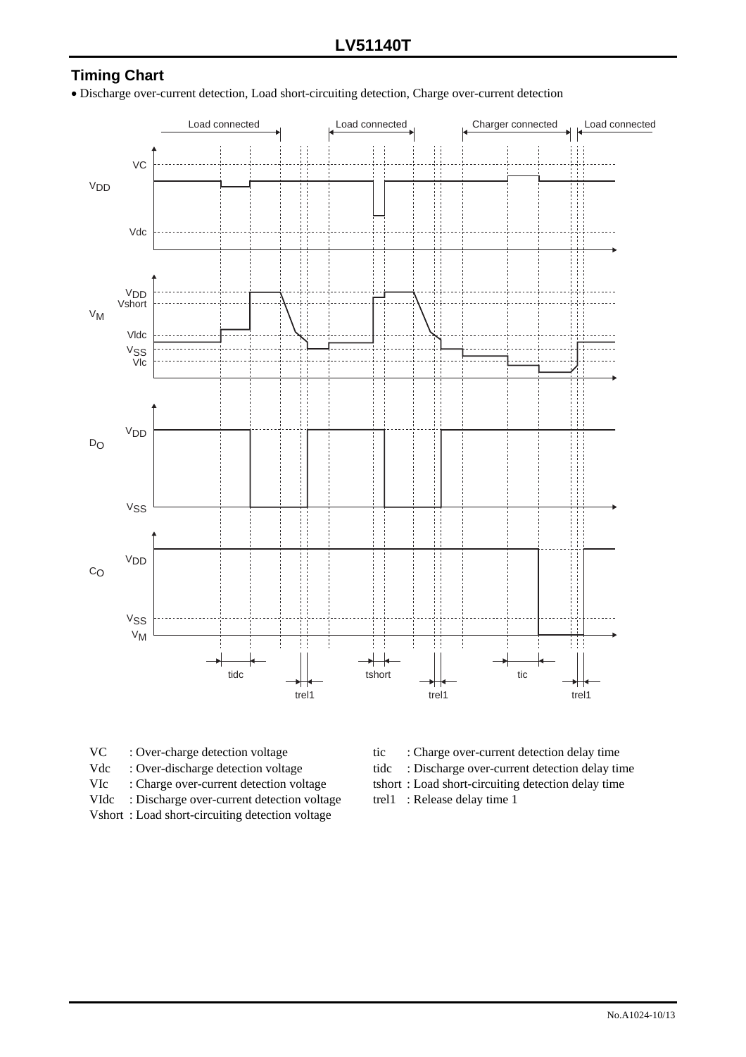## Timing Chart

- Discharge over-current detection, Load short-circuiting detection, Charge over-current detection

VC : Over-charge detection voltage

Vdc : Over-discharge detection voltage

VIc : Charge over-current detection voltage

VIdc : Discharge over-current detection voltage

Vshort : Load short-circuiting detection voltage

tic : Charge over-current detection delay time

tidc : Discharge over-current detection delay time

tshort : Load short-circuiting detection delay time

trel1 : Release delay time 1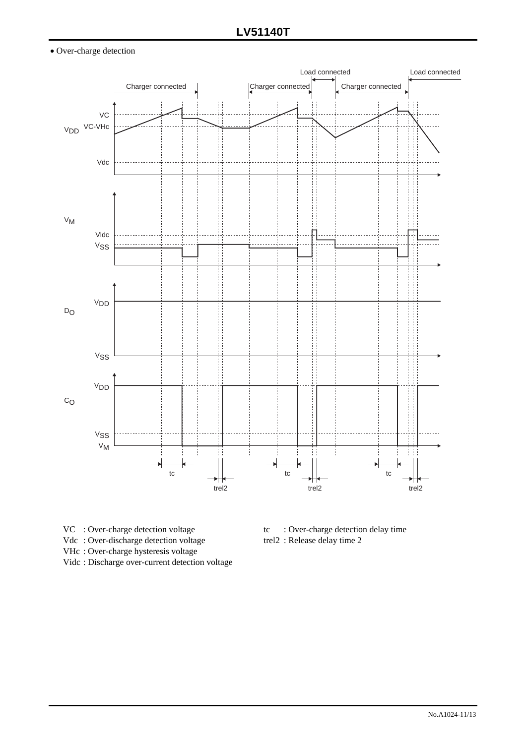- Over-charge detection

VC : Over-charge detection voltage

Vdc : Over-discharge detection voltage

VHc : Over-charge hysteresis voltage

Vidc : Discharge over-current detection voltage

tc : Over-charge detection delay time

trel2 : Release delay time 2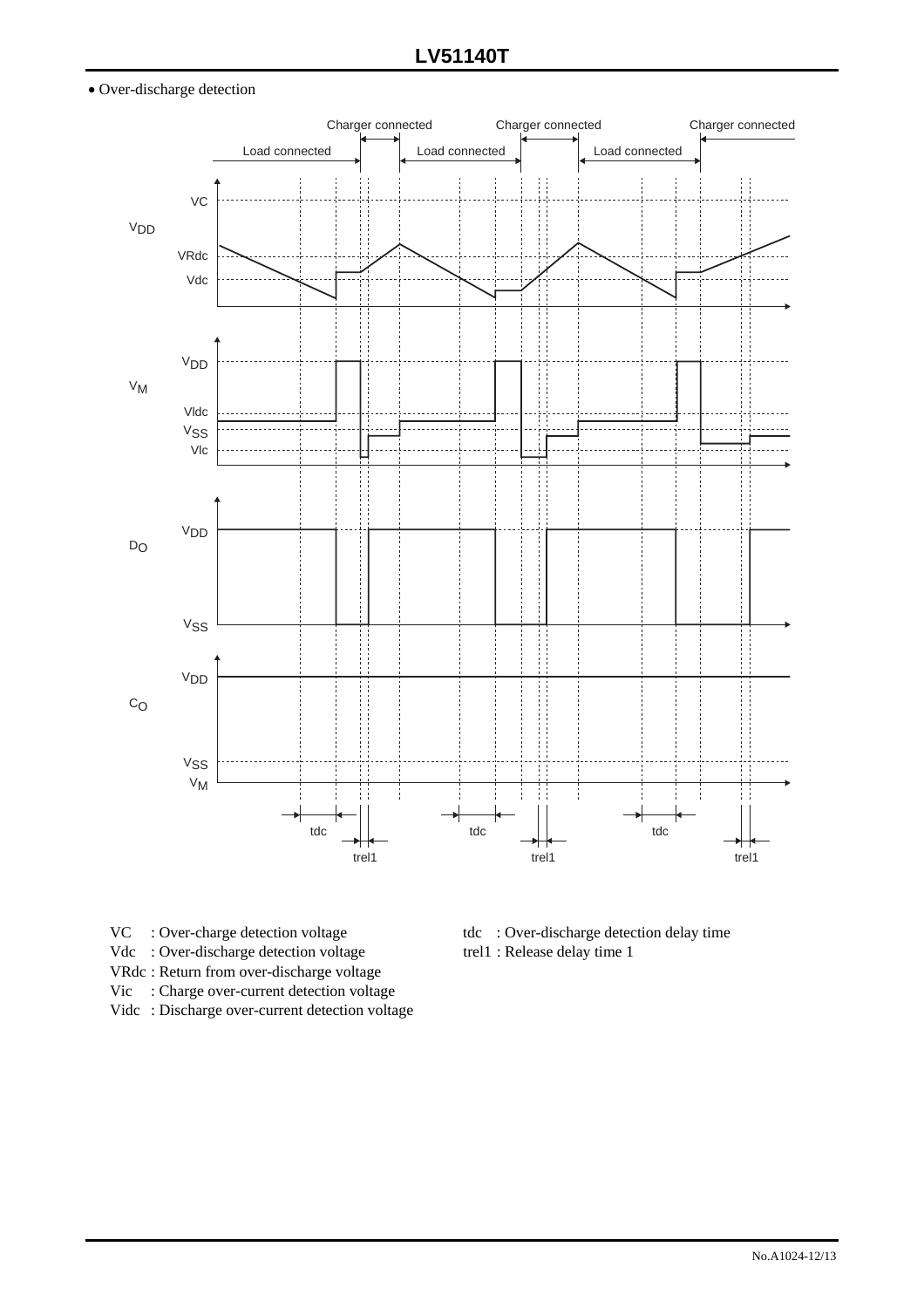- Over-discharge detection

VC : Over-charge detection voltage

Vdc : Over-discharge detection voltage

VRdc : Return from over-discharge voltage

Vic : Charge over-current detection voltage

Vidc : Discharge over-current detection voltage

tdc : Over-discharge detection delay time

trel1 : Release delay time 1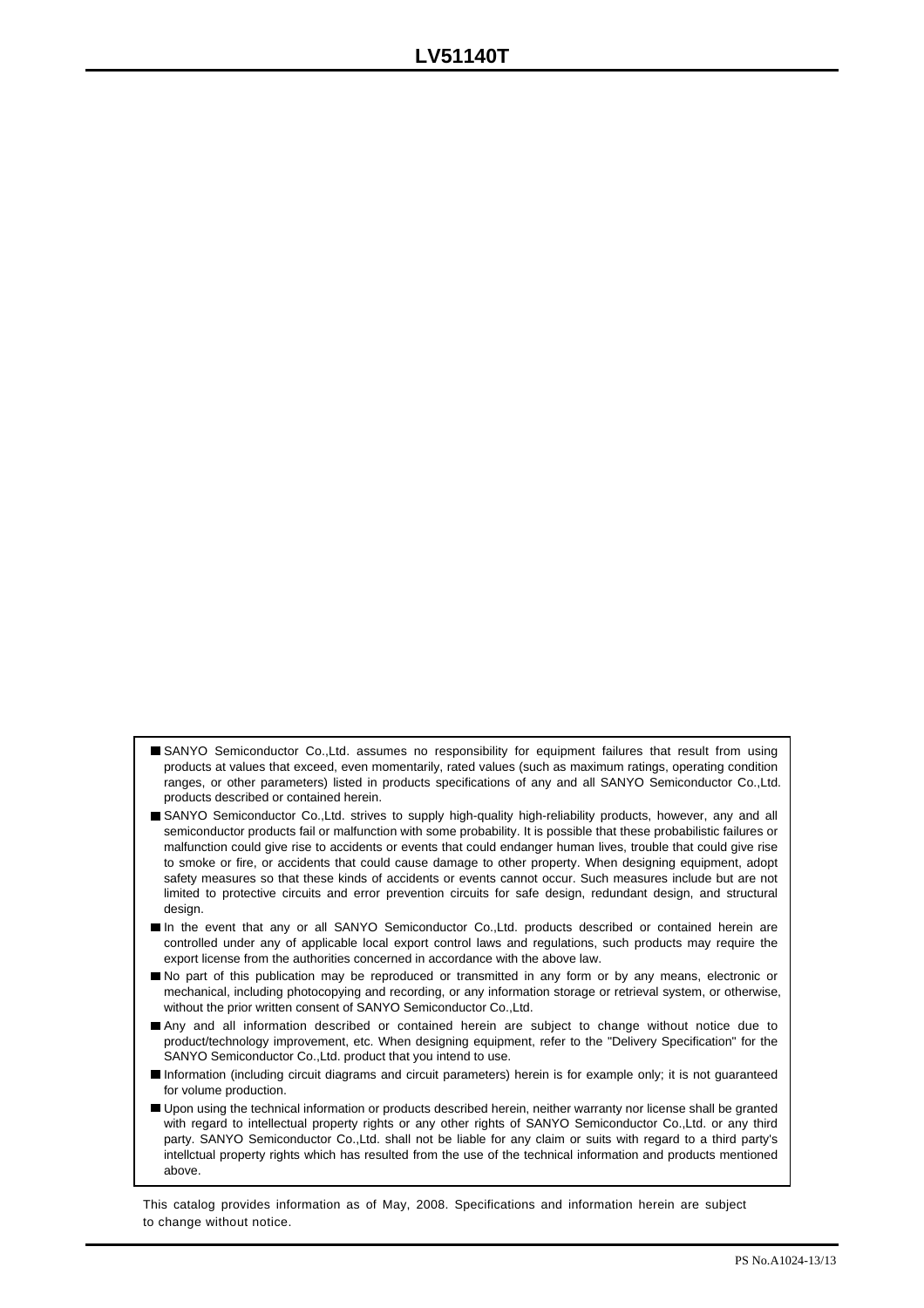- SANYO Semiconductor Co.,Ltd. assumes no responsibility for equipment failures that result from using products at values that exceed, even momentarily, rated values (such as maximum ratings, operating condition ranges, or other parameters) listed in products specifications of any and all SANYO Semiconductor Co.,Ltd. products described or contained herein.
- SANYO Semiconductor Co.,Ltd. strives to supply high-quality high-reliability products, however, any and all semiconductor products fail or malfunction with some probability. It is possible that these probabilistic failures or malfunction could give rise to accidents or events that could endanger human lives, trouble that could give rise to smoke or fire, or accidents that could cause damage to other property. When designing equipment, adopt safety measures so that these kinds of accidents or events cannot occur. Such measures include but are not limited to protective circuits and error prevention circuits for safe design, redundant design, and structural design.
- In the event that any or all SANYO Semiconductor Co.,Ltd. products described or contained herein are controlled under any of applicable local export control laws and regulations, such products may require the export license from the authorities concerned in accordance with the above law.
- No part of this publication may be reproduced or transmitted in any form or by any means, electronic or mechanical, including photocopying and recording, or any information storage or retrieval system, or otherwise, without the prior written consent of SANYO Semiconductor Co.,Ltd.
- Any and all information described or contained herein are subject to change without notice due to product/technology improvement, etc. When designing equipment, refer to the "Delivery Specification" for the SANYO Semiconductor Co.,Ltd. product that you intend to use.
- Information (including circuit diagrams and circuit parameters) herein is for example only; it is not guaranteed for volume production.
- Upon using the technical information or products described herein, neither warranty nor license shall be granted with regard to intellectual property rights or any other rights of SANYO Semiconductor Co.,Ltd. or any third party. SANYO Semiconductor Co.,Ltd. shall not be liable for any claim or suits with regard to a third party's intellctual property rights which has resulted from the use of the technical information and products mentioned above.

This catalog provides information as of May, 2008. Specifications and information herein are subject to change without notice.